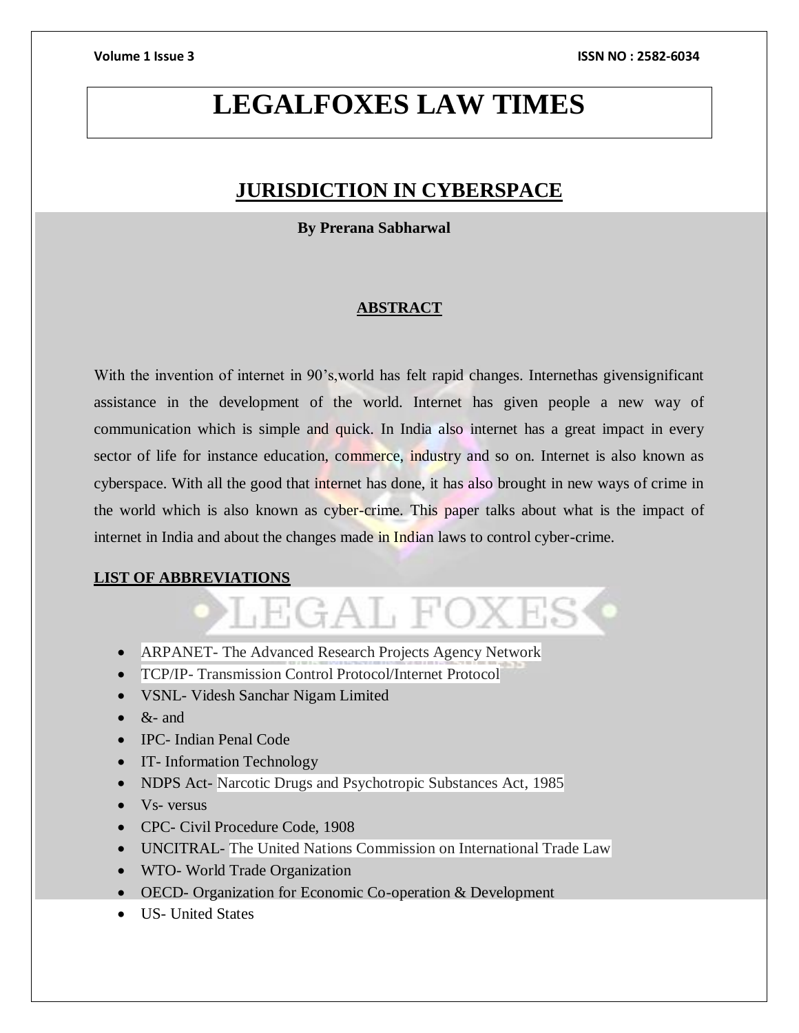# LEGALFOXES LAW TIMES

## JURISDICTION IN CYBERSPACE

**By Prerana Sabharwal**

### ABSTRACT

With the invention of internet in 90's,world has felt rapid changes. Internethas givensignificant assistance in the development of the world. Internet has given people a new way of communication which is simple and quick. In India also internet has a great impact in every sector of life for instance education, commerce, industry and so on. Internet is also known as cyberspace. With all the good that internet has done, it has also brought in new ways of crime in the world which is also known as cyber-crime. This paper talks about what is the impact of internet in India and about the changes made in Indian laws to control cyber-crime.

### LIST OF ABBREVIATIONS

- ARPANET- The Advanced Research Projects Agency Network
- TCP/IP- Transmission Control Protocol/Internet Protocol
- VSNL- Videsh Sanchar Nigam Limited
- &- and
- IPC- Indian Penal Code
- IT- Information Technology
- NDPS Act- Narcotic Drugs and Psychotropic Substances Act, 1985
- Vs- versus
- CPC- Civil Procedure Code, 1908
- UNCITRAL- The United Nations Commission on International Trade Law
- WTO- World Trade Organization
- OECD- Organization for Economic Co-operation & Development
- US- United States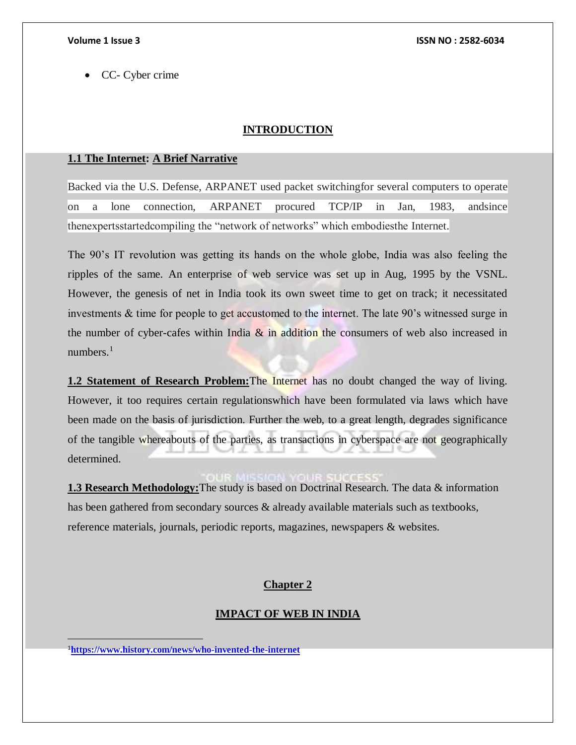- CC- Cyber crime

## INTRODUCTION

### 1.1 The Internet: A Brief Narrative

Backed via the U.S. Defense, ARPANET used packet switchingfor several computers to operate on a lone connection, ARPANET procured TCP/IP in Jan, 1983, andsince thenexpertsstartedcompiling the "network of networks" which embodiesthe Internet.

The 90's IT revolution was getting its hands on the whole globe, India was also feeling the ripples of the same. An enterprise of web service was set up in Aug, 1995 by the VSNL. However, the genesis of net in India took its own sweet time to get on track; it necessitated investments & time for people to get accustomed to the internet. The late 90's witnessed surge in the number of cyber-cafes within India & in addition the consumers of web also increased in numbers.[1]

**1.2 Statement of Research Problem:**The Internet has no doubt changed the way of living. However, it too requires certain regulationswhich have been formulated via laws which have been made on the basis of jurisdiction. Further the web, to a great length, degrades significance of the tangible whereabouts of the parties, as transactions in cyberspace are not geographically determined.

**1.3 Research Methodology:**The study is based on Doctrinal Research. The data & information has been gathered from secondary sources & already available materials such as textbooks, reference materials, journals, periodic reports, magazines, newspapers & websites.

## Chapter 2

## IMPACT OF WEB IN INDIA

---

[1] https://www.history.com/news/who-invented-the-internet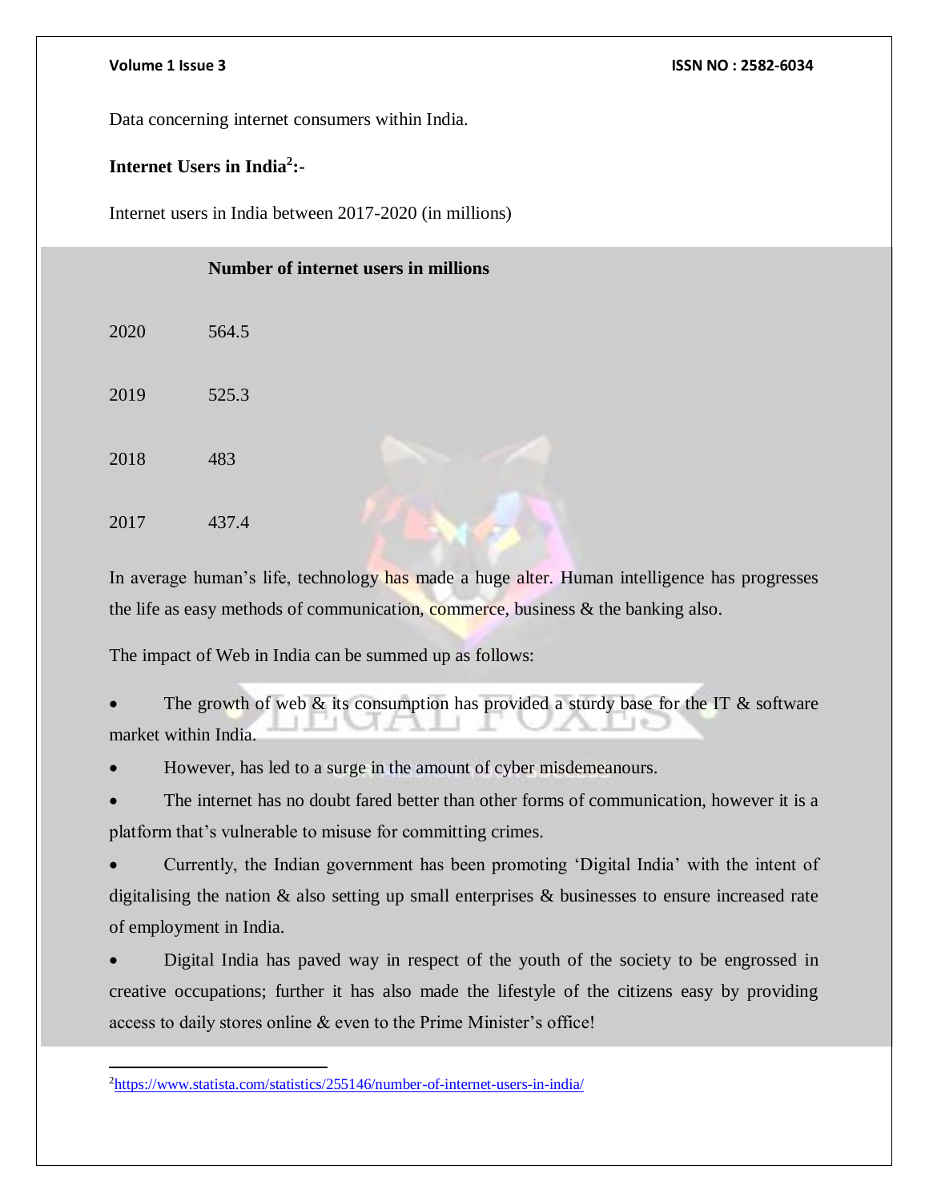Data concerning internet consumers within India.

**Internet Users in India[2]:-**

Internet users in India between 2017-2020 (in millions)

| | Number of internet users in millions |
|---|---|
| 2020 | 564.5 |
| 2019 | 525.3 |
| 2018 | 483 |
| 2017 | 437.4 |

In average human's life, technology has made a huge alter. Human intelligence has progresses the life as easy methods of communication, commerce, business & the banking also.

The impact of Web in India can be summed up as follows:

- The growth of web & its consumption has provided a sturdy base for the IT & software market within India.
- However, has led to a surge in the amount of cyber misdemeanours.
- The internet has no doubt fared better than other forms of communication, however it is a platform that's vulnerable to misuse for committing crimes.
- Currently, the Indian government has been promoting 'Digital India' with the intent of digitalising the nation & also setting up small enterprises & businesses to ensure increased rate of employment in India.
- Digital India has paved way in respect of the youth of the society to be engrossed in creative occupations; further it has also made the lifestyle of the citizens easy by providing access to daily stores online & even to the Prime Minister's office!

[2] https://www.statista.com/statistics/255146/number-of-internet-users-in-india/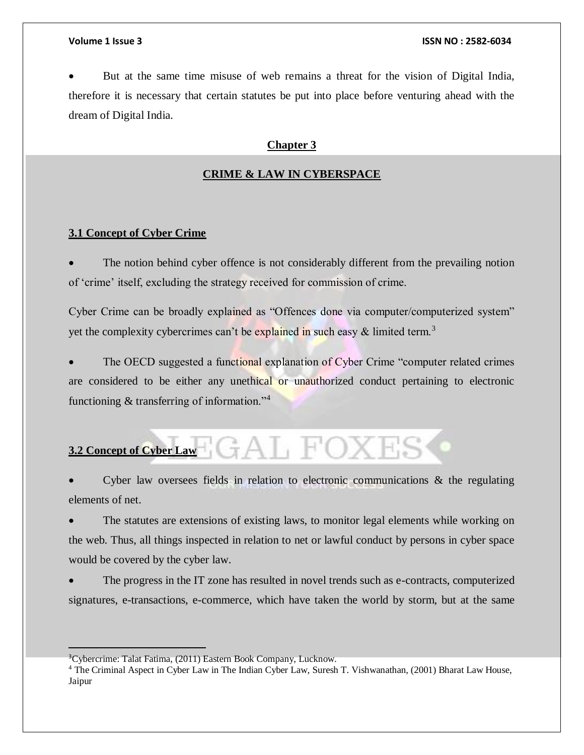- But at the same time misuse of web remains a threat for the vision of Digital India, therefore it is necessary that certain statutes be put into place before venturing ahead with the dream of Digital India.

## Chapter 3

## CRIME & LAW IN CYBERSPACE

### 3.1 Concept of Cyber Crime

- The notion behind cyber offence is not considerably different from the prevailing notion of 'crime' itself, excluding the strategy received for commission of crime.

Cyber Crime can be broadly explained as "Offences done via computer/computerized system" yet the complexity cybercrimes can't be explained in such easy & limited term.[3]

- The OECD suggested a functional explanation of Cyber Crime "computer related crimes are considered to be either any unethical or unauthorized conduct pertaining to electronic functioning & transferring of information."[4]

### 3.2 Concept of Cyber Law

- Cyber law oversees fields in relation to electronic communications & the regulating elements of net.
- The statutes are extensions of existing laws, to monitor legal elements while working on the web. Thus, all things inspected in relation to net or lawful conduct by persons in cyber space would be covered by the cyber law.
- The progress in the IT zone has resulted in novel trends such as e-contracts, computerized signatures, e-transactions, e-commerce, which have taken the world by storm, but at the same

---

[3] Cybercrime: Talat Fatima, (2011) Eastern Book Company, Lucknow.

[4] The Criminal Aspect in Cyber Law in The Indian Cyber Law, Suresh T. Vishwanathan, (2001) Bharat Law House, Jaipur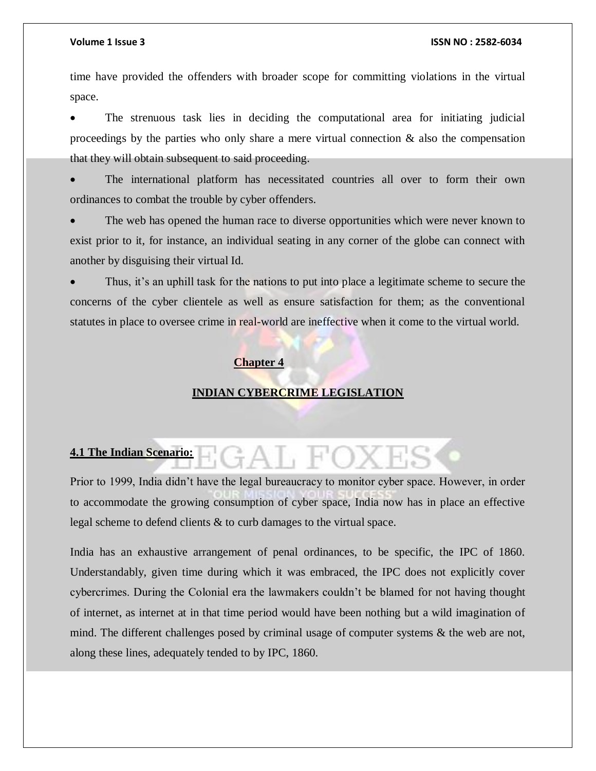time have provided the offenders with broader scope for committing violations in the virtual space.

- The strenuous task lies in deciding the computational area for initiating judicial proceedings by the parties who only share a mere virtual connection & also the compensation that they will obtain subsequent to said proceeding.
- The international platform has necessitated countries all over to form their own ordinances to combat the trouble by cyber offenders.
- The web has opened the human race to diverse opportunities which were never known to exist prior to it, for instance, an individual seating in any corner of the globe can connect with another by disguising their virtual Id.
- Thus, it's an uphill task for the nations to put into place a legitimate scheme to secure the concerns of the cyber clientele as well as ensure satisfaction for them; as the conventional statutes in place to oversee crime in real-world are ineffective when it come to the virtual world.

## Chapter 4

## INDIAN CYBERCRIME LEGISLATION

### 4.1 The Indian Scenario:

Prior to 1999, India didn't have the legal bureaucracy to monitor cyber space. However, in order to accommodate the growing consumption of cyber space, India now has in place an effective legal scheme to defend clients & to curb damages to the virtual space.

India has an exhaustive arrangement of penal ordinances, to be specific, the IPC of 1860. Understandably, given time during which it was embraced, the IPC does not explicitly cover cybercrimes. During the Colonial era the lawmakers couldn't be blamed for not having thought of internet, as internet at in that time period would have been nothing but a wild imagination of mind. The different challenges posed by criminal usage of computer systems & the web are not, along these lines, adequately tended to by IPC, 1860.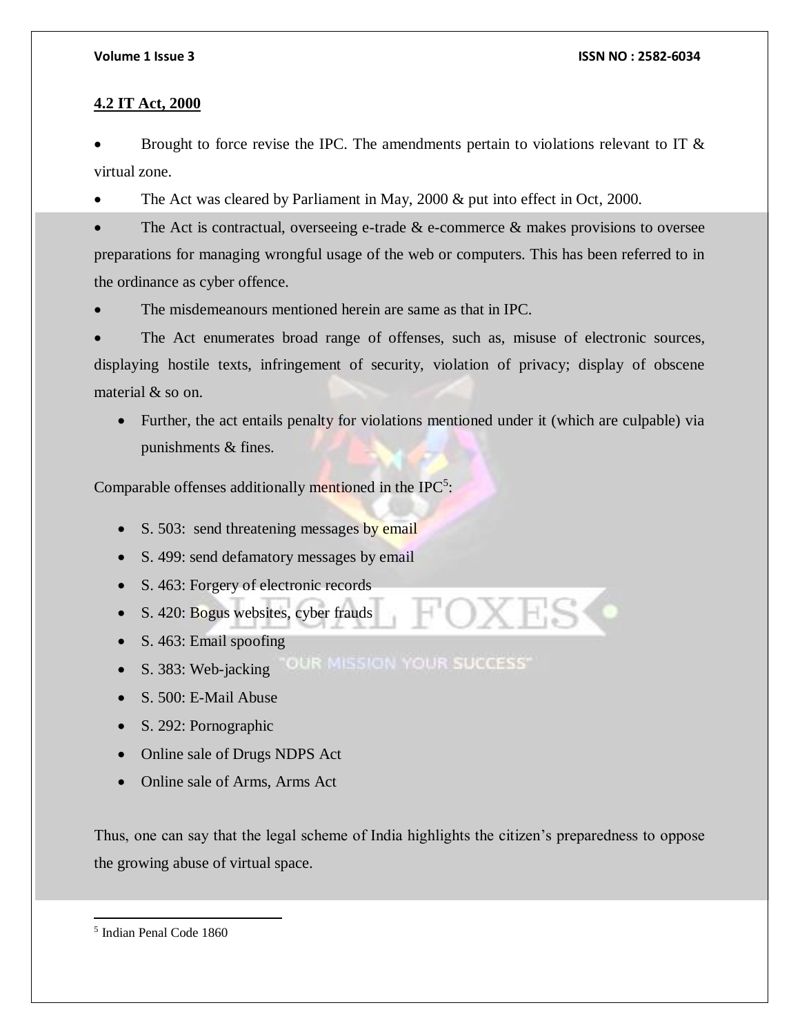## 4.2 IT Act, 2000

- Brought to force revise the IPC. The amendments pertain to violations relevant to IT & virtual zone.
- The Act was cleared by Parliament in May, 2000 & put into effect in Oct, 2000.
- The Act is contractual, overseeing e-trade & e-commerce & makes provisions to oversee preparations for managing wrongful usage of the web or computers. This has been referred to in the ordinance as cyber offence.
- The misdemeanours mentioned herein are same as that in IPC.
- The Act enumerates broad range of offenses, such as, misuse of electronic sources, displaying hostile texts, infringement of security, violation of privacy; display of obscene material & so on.
- Further, the act entails penalty for violations mentioned under it (which are culpable) via punishments & fines.

Comparable offenses additionally mentioned in the IPC[5]:

- S. 503: send threatening messages by email
- S. 499: send defamatory messages by email
- S. 463: Forgery of electronic records
- S. 420: Bogus websites, cyber frauds
- S. 463: Email spoofing
- S. 383: Web-jacking
- S. 500: E-Mail Abuse
- S. 292: Pornographic
- Online sale of Drugs NDPS Act
- Online sale of Arms, Arms Act

Thus, one can say that the legal scheme of India highlights the citizen's preparedness to oppose the growing abuse of virtual space.

---

[5] Indian Penal Code 1860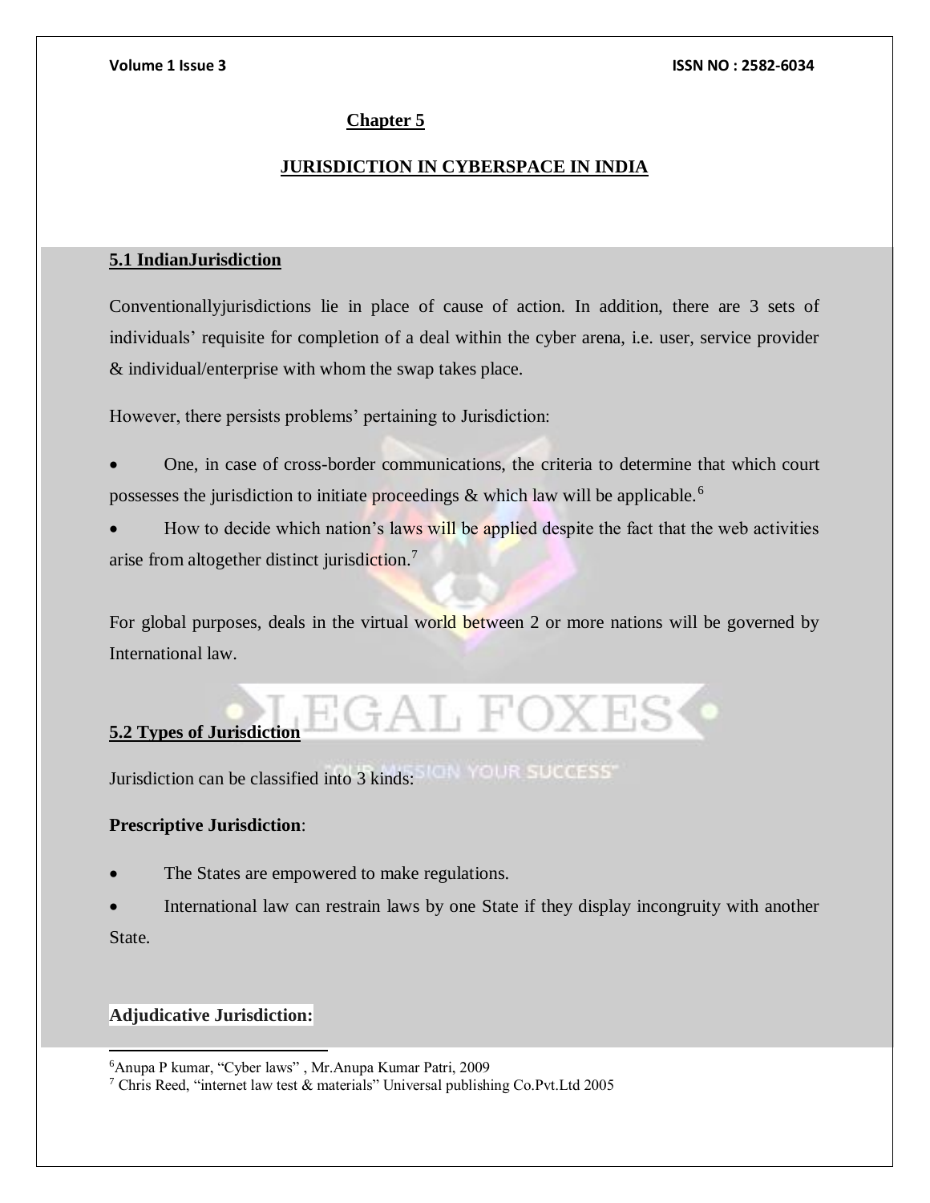## Chapter 5

## JURISDICTION IN CYBERSPACE IN INDIA

### 5.1 IndianJurisdiction

Conventionallyjurisdictions lie in place of cause of action. In addition, there are 3 sets of individuals' requisite for completion of a deal within the cyber arena, i.e. user, service provider & individual/enterprise with whom the swap takes place.

However, there persists problems' pertaining to Jurisdiction:

- One, in case of cross-border communications, the criteria to determine that which court possesses the jurisdiction to initiate proceedings & which law will be applicable.[6]
- How to decide which nation's laws will be applied despite the fact that the web activities arise from altogether distinct jurisdiction.[7]

For global purposes, deals in the virtual world between 2 or more nations will be governed by International law.

### 5.2 Types of Jurisdiction

Jurisdiction can be classified into 3 kinds:

**Prescriptive Jurisdiction**:

- The States are empowered to make regulations.
- International law can restrain laws by one State if they display incongruity with another State.

**Adjudicative Jurisdiction:**

---

[6] Anupa P kumar, "Cyber laws" , Mr.Anupa Kumar Patri, 2009

[7] Chris Reed, "internet law test & materials" Universal publishing Co.Pvt.Ltd 2005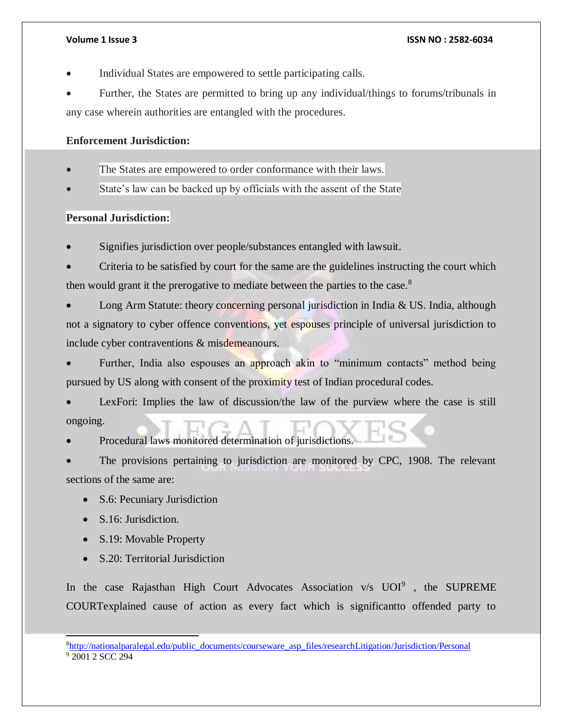- Individual States are empowered to settle participating calls.
- Further, the States are permitted to bring up any individual/things to forums/tribunals in any case wherein authorities are entangled with the procedures.

**Enforcement Jurisdiction:**

- The States are empowered to order conformance with their laws.
- State's law can be backed up by officials with the assent of the State

**Personal Jurisdiction:**

- Signifies jurisdiction over people/substances entangled with lawsuit.
- Criteria to be satisfied by court for the same are the guidelines instructing the court which then would grant it the prerogative to mediate between the parties to the case.[8]
- Long Arm Statute: theory concerning personal jurisdiction in India & US. India, although not a signatory to cyber offence conventions, yet espouses principle of universal jurisdiction to include cyber contraventions & misdemeanours.
- Further, India also espouses an approach akin to "minimum contacts" method being pursued by US along with consent of the proximity test of Indian procedural codes.
- LexFori: Implies the law of discussion/the law of the purview where the case is still ongoing.
- Procedural laws monitored determination of jurisdictions.
- The provisions pertaining to jurisdiction are monitored by CPC, 1908. The relevant sections of the same are:
  - S.6: Pecuniary Jurisdiction
  - S.16: Jurisdiction.
  - S.19: Movable Property
  - S.20: Territorial Jurisdiction

In the case Rajasthan High Court Advocates Association v/s UOI[9] , the SUPREME COURTexplained cause of action as every fact which is significantto offended party to

---

[8] http://nationalparalegal.edu/public_documents/courseware_asp_files/researchLitigation/Jurisdiction/Personal

[9] 2001 2 SCC 294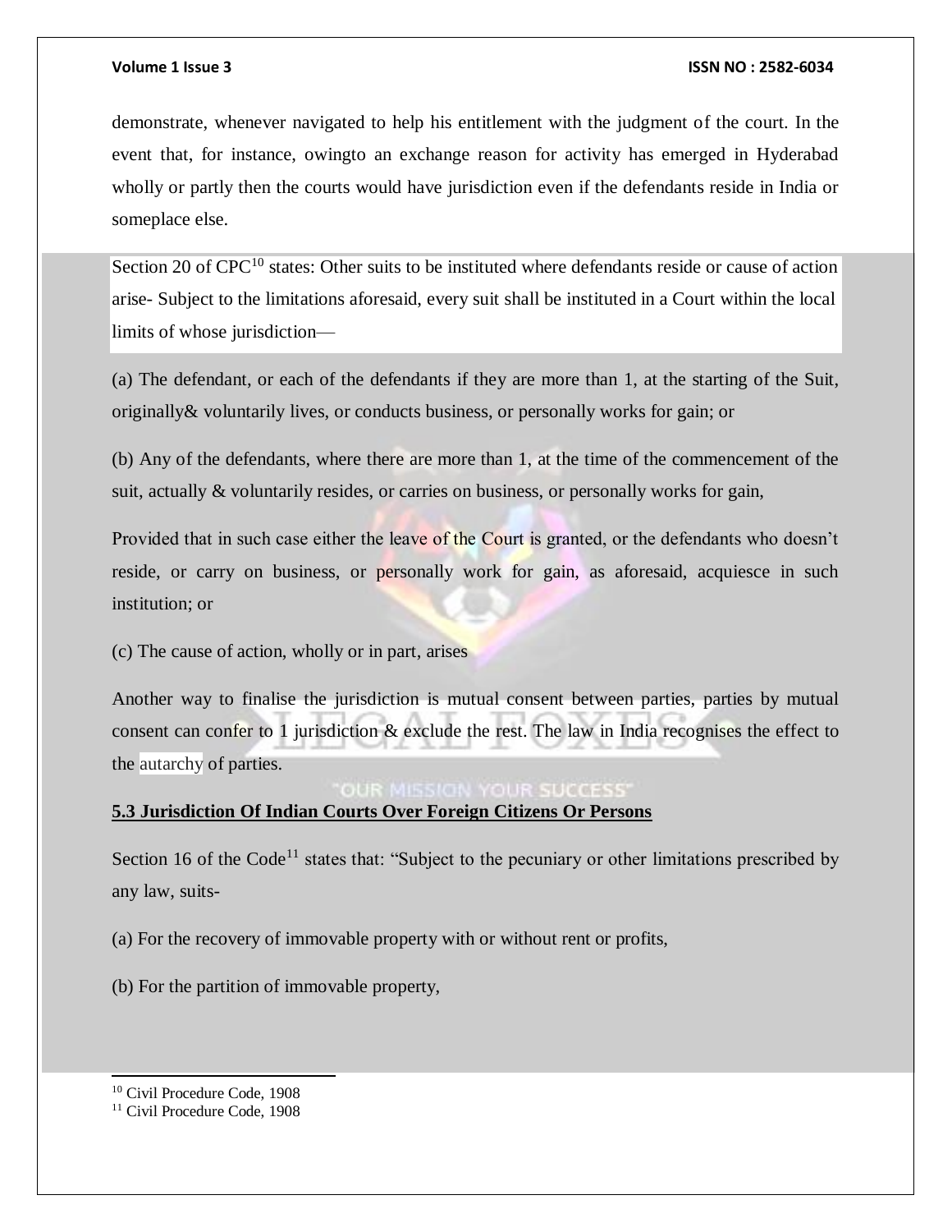demonstrate, whenever navigated to help his entitlement with the judgment of the court. In the event that, for instance, owingto an exchange reason for activity has emerged in Hyderabad wholly or partly then the courts would have jurisdiction even if the defendants reside in India or someplace else.

Section 20 of CPC[10] states: Other suits to be instituted where defendants reside or cause of action arise- Subject to the limitations aforesaid, every suit shall be instituted in a Court within the local limits of whose jurisdiction—

(a) The defendant, or each of the defendants if they are more than 1, at the starting of the Suit, originally& voluntarily lives, or conducts business, or personally works for gain; or

(b) Any of the defendants, where there are more than 1, at the time of the commencement of the suit, actually & voluntarily resides, or carries on business, or personally works for gain,

Provided that in such case either the leave of the Court is granted, or the defendants who doesn't reside, or carry on business, or personally work for gain, as aforesaid, acquiesce in such institution; or

(c) The cause of action, wholly or in part, arises

Another way to finalise the jurisdiction is mutual consent between parties, parties by mutual consent can confer to 1 jurisdiction & exclude the rest. The law in India recognises the effect to the autarchy of parties.

**5.3 Jurisdiction Of Indian Courts Over Foreign Citizens Or Persons**

Section 16 of the Code[11] states that: "Subject to the pecuniary or other limitations prescribed by any law, suits-

(a) For the recovery of immovable property with or without rent or profits,

(b) For the partition of immovable property,

---

[10] Civil Procedure Code, 1908

[11] Civil Procedure Code, 1908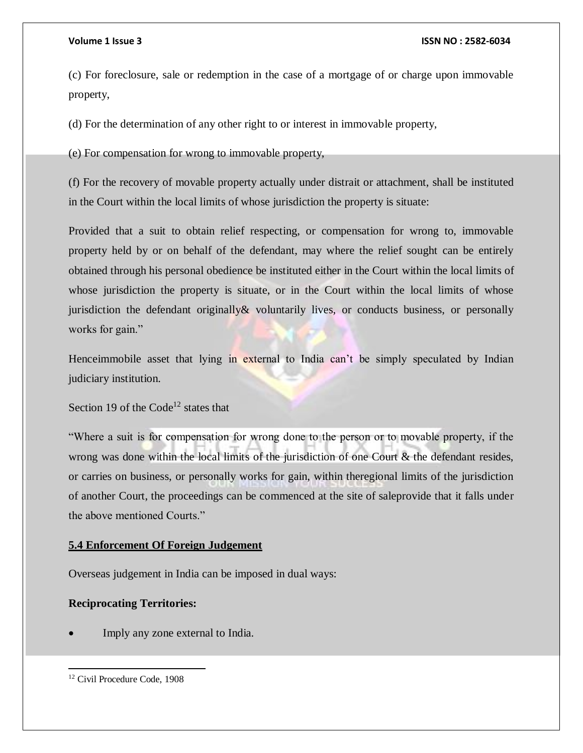(c) For foreclosure, sale or redemption in the case of a mortgage of or charge upon immovable property,

(d) For the determination of any other right to or interest in immovable property,

(e) For compensation for wrong to immovable property,

(f) For the recovery of movable property actually under distrait or attachment, shall be instituted in the Court within the local limits of whose jurisdiction the property is situate:

Provided that a suit to obtain relief respecting, or compensation for wrong to, immovable property held by or on behalf of the defendant, may where the relief sought can be entirely obtained through his personal obedience be instituted either in the Court within the local limits of whose jurisdiction the property is situate, or in the Court within the local limits of whose jurisdiction the defendant originally& voluntarily lives, or conducts business, or personally works for gain."

Henceimmobile asset that lying in external to India can't be simply speculated by Indian judiciary institution.

Section 19 of the Code[12] states that

"Where a suit is for compensation for wrong done to the person or to movable property, if the wrong was done within the local limits of the jurisdiction of one Court & the defendant resides, or carries on business, or personally works for gain, within theregional limits of the jurisdiction of another Court, the proceedings can be commenced at the site of saleprovide that it falls under the above mentioned Courts."

**5.4 Enforcement Of Foreign Judgement**

Overseas judgement in India can be imposed in dual ways:

**Reciprocating Territories:**

- Imply any zone external to India.

---

[12] Civil Procedure Code, 1908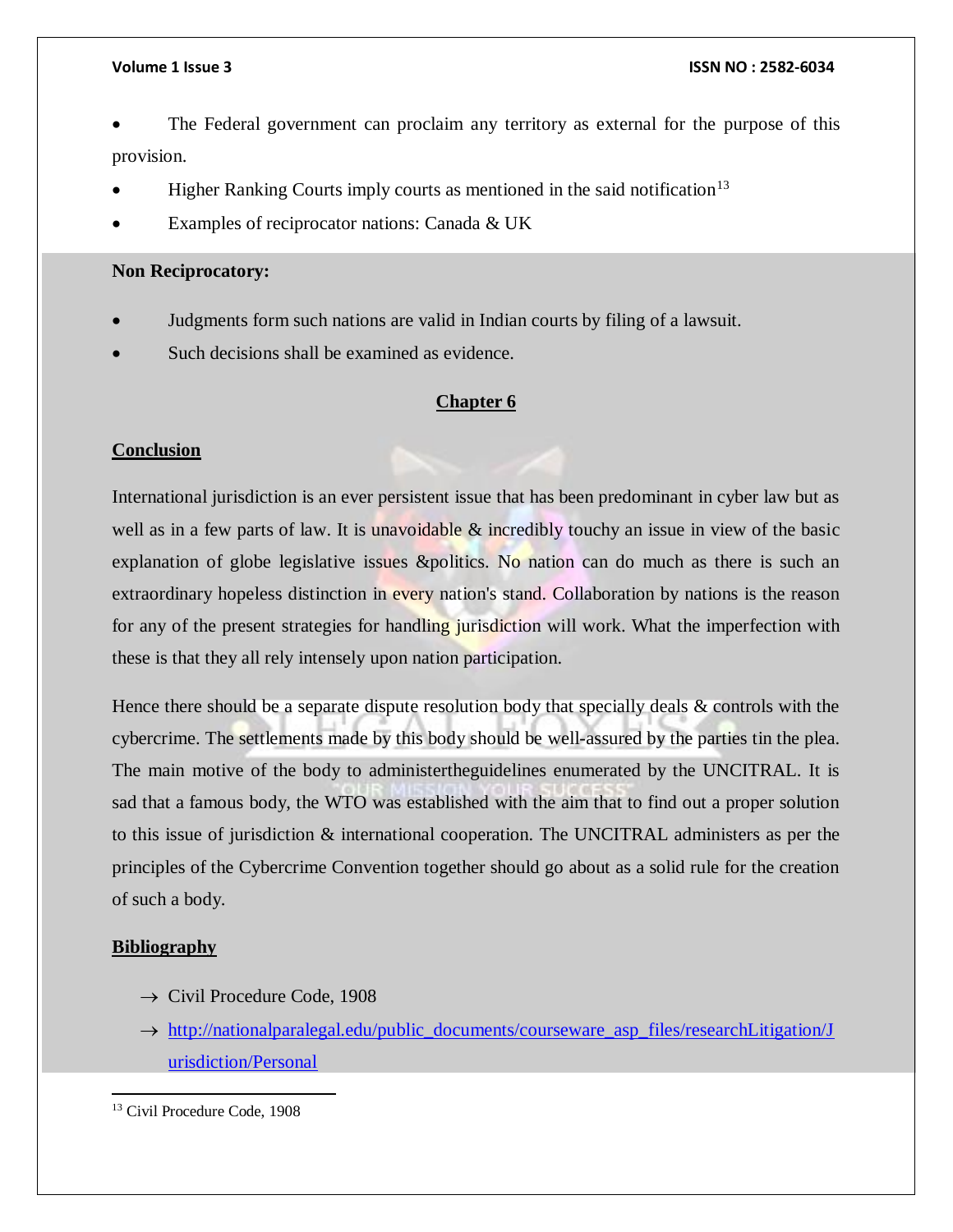- The Federal government can proclaim any territory as external for the purpose of this provision.
- Higher Ranking Courts imply courts as mentioned in the said notification[13]
- Examples of reciprocator nations: Canada & UK

**Non Reciprocatory:**

- Judgments form such nations are valid in Indian courts by filing of a lawsuit.
- Such decisions shall be examined as evidence.

## Chapter 6

### Conclusion

International jurisdiction is an ever persistent issue that has been predominant in cyber law but as well as in a few parts of law. It is unavoidable & incredibly touchy an issue in view of the basic explanation of globe legislative issues &politics. No nation can do much as there is such an extraordinary hopeless distinction in every nation's stand. Collaboration by nations is the reason for any of the present strategies for handling jurisdiction will work. What the imperfection with these is that they all rely intensely upon nation participation.

Hence there should be a separate dispute resolution body that specially deals & controls with the cybercrime. The settlements made by this body should be well-assured by the parties tin the plea. The main motive of the body to administertheguidelines enumerated by the UNCITRAL. It is sad that a famous body, the WTO was established with the aim that to find out a proper solution to this issue of jurisdiction & international cooperation. The UNCITRAL administers as per the principles of the Cybercrime Convention together should go about as a solid rule for the creation of such a body.

### Bibliography

→ Civil Procedure Code, 1908

→ [http://nationalparalegal.edu/public_documents/courseware_asp_files/researchLitigation/Jurisdiction/Personal](http://nationalparalegal.edu/public_documents/courseware_asp_files/researchLitigation/Jurisdiction/Personal)

---

[13] Civil Procedure Code, 1908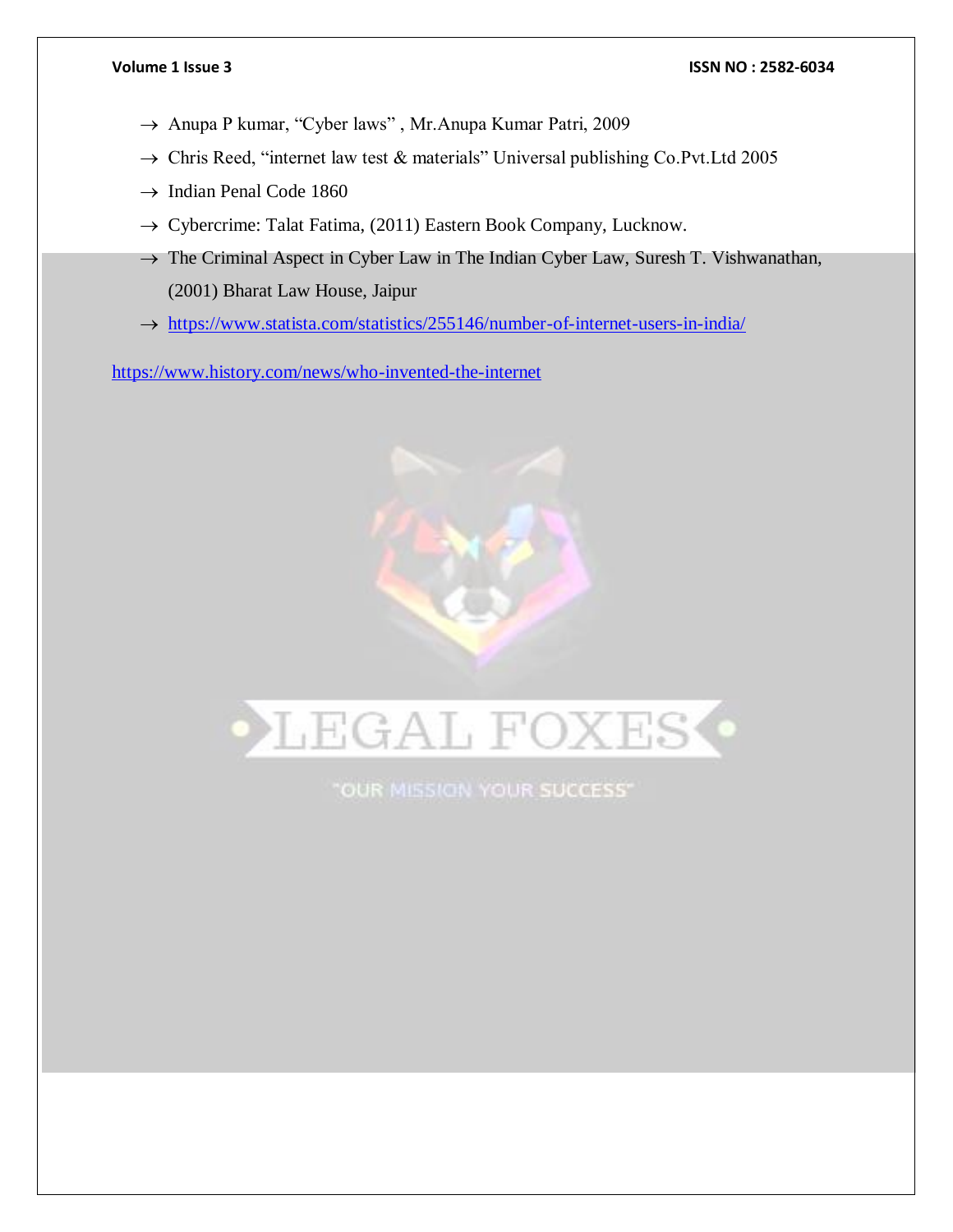- Anupa P kumar, “Cyber laws” , Mr.Anupa Kumar Patri, 2009
- Chris Reed, “internet law test & materials” Universal publishing Co.Pvt.Ltd 2005
- Indian Penal Code 1860
- Cybercrime: Talat Fatima, (2011) Eastern Book Company, Lucknow.
- The Criminal Aspect in Cyber Law in The Indian Cyber Law, Suresh T. Vishwanathan, (2001) Bharat Law House, Jaipur
- https://www.statista.com/statistics/255146/number-of-internet-users-in-india/

https://www.history.com/news/who-invented-the-internet